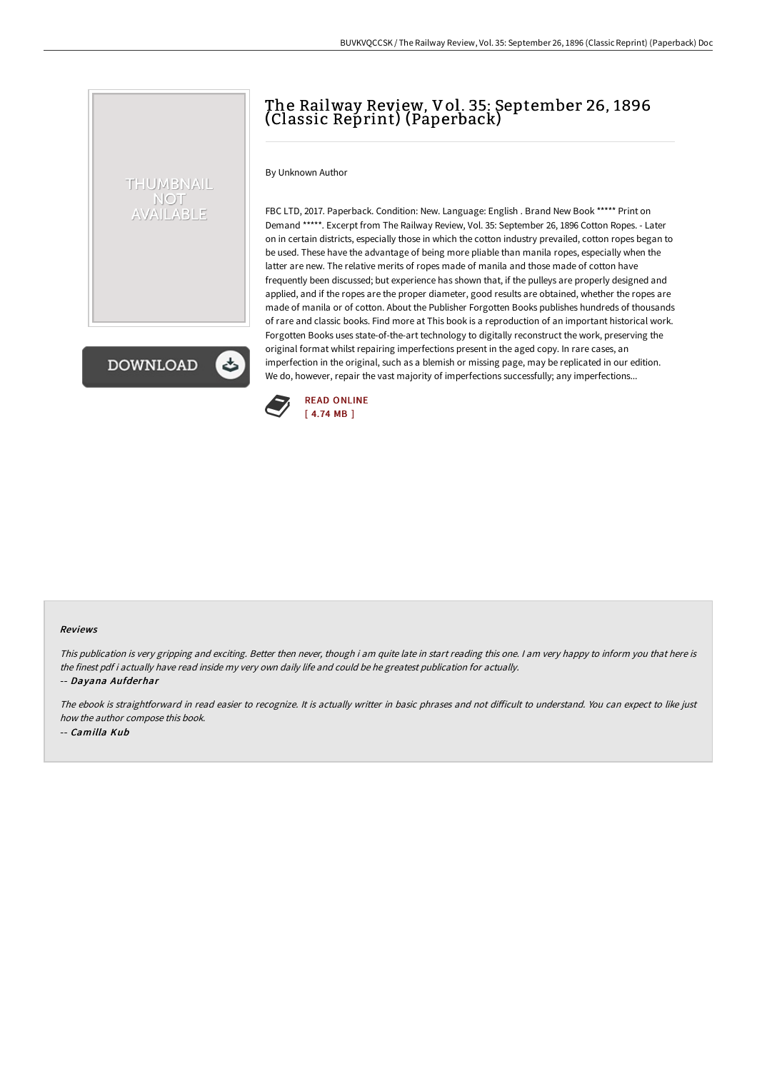# The Railway Review, Vol. 35: September 26, 1896 (Classic Reprint) (Paperback)

By Unknown Author

FBC LTD, 2017. Paperback. Condition: New. Language: English . Brand New Book ***** Print on Demand *****. Excerpt from The Railway Review, Vol. 35: September 26, 1896 Cotton Ropes. - Later on in certain districts, especially those in which the cotton industry prevailed, cotton ropes began to be used. These have the advantage of being more pliable than manila ropes, especially when the latter are new. The relative merits of ropes made of manila and those made of cotton have frequently been discussed; but experience has shown that, if the pulleys are properly designed and applied, and if the ropes are the proper diameter, good results are obtained, whether the ropes are made of manila or of cotton. About the Publisher Forgotten Books publishes hundreds of thousands of rare and classic books. Find more at This book is a reproduction of an important historical work. Forgotten Books uses state-of-the-art technology to digitally reconstruct the work, preserving the original format whilst repairing imperfections present in the aged copy. In rare cases, an imperfection in the original, such as a blemish or missing page, may be replicated in our edition. We do, however, repair the vast majority of imperfections successfully; any imperfections...

READ ONLINE
[ 4.74 MB ]

#### Reviews

*This publication is very gripping and exciting. Better then never, though i am quite late in start reading this one. I am very happy to inform you that here is the finest pdf i actually have read inside my very own daily life and could be he greatest publication for actually.*

-- *Dayana Aufderhar*

*The ebook is straightforward in read easier to recognize. It is actually writter in basic phrases and not difficult to understand. You can expect to like just how the author compose this book.*

-- *Camilla Kub*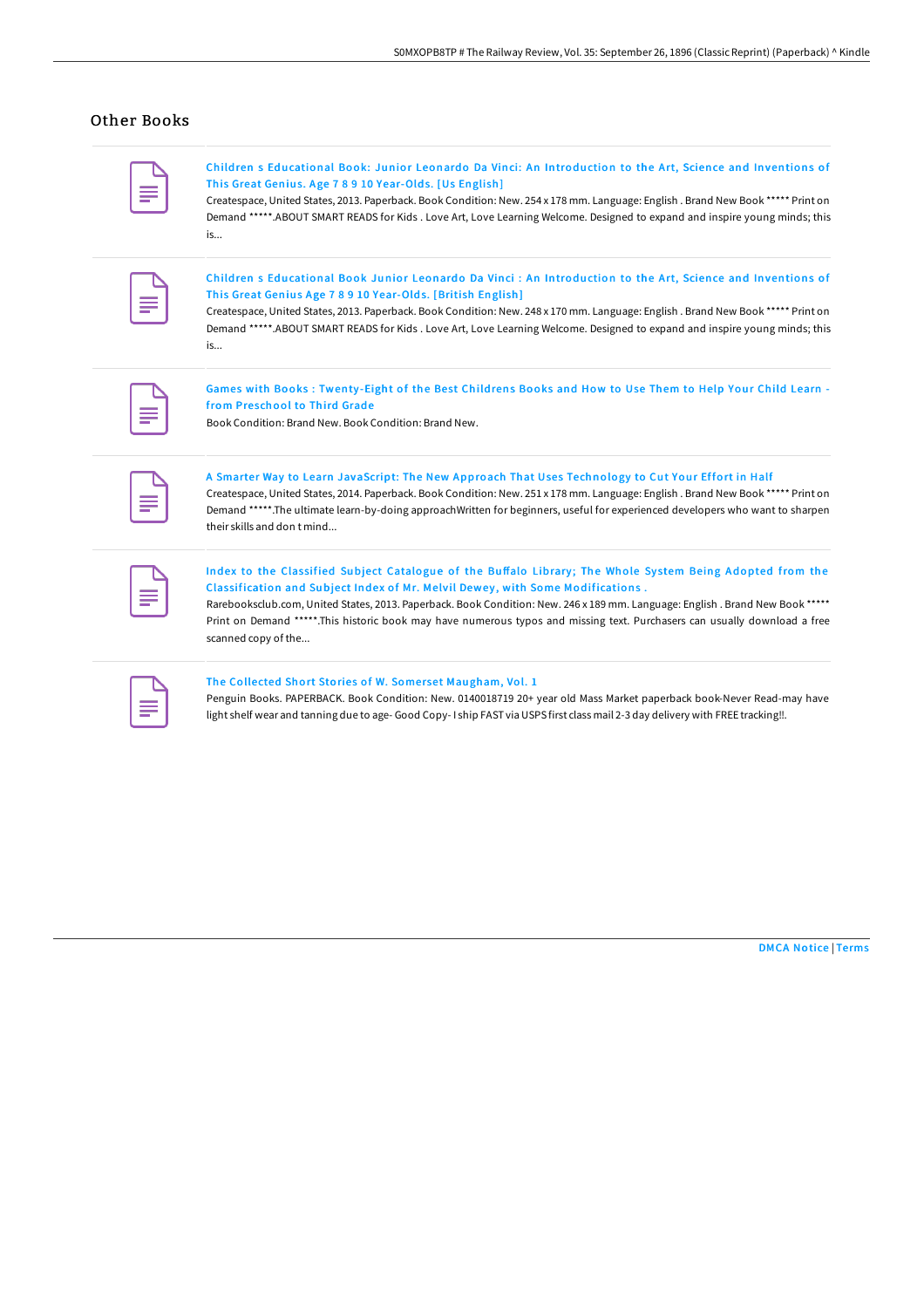## Other Books

**Children s Educational Book: Junior Leonardo Da Vinci: An Introduction to the Art, Science and Inventions of This Great Genius. Age 7 8 9 10 Year-Olds. [Us English]**

Createspace, United States, 2013. Paperback. Book Condition: New. 254 x 178 mm. Language: English . Brand New Book ***** Print on Demand *****.ABOUT SMART READS for Kids . Love Art, Love Learning Welcome. Designed to expand and inspire young minds; this is...

**Children s Educational Book Junior Leonardo Da Vinci : An Introduction to the Art, Science and Inventions of This Great Genius Age 7 8 9 10 Year-Olds. [British English]**

Createspace, United States, 2013. Paperback. Book Condition: New. 248 x 170 mm. Language: English . Brand New Book ***** Print on Demand *****.ABOUT SMART READS for Kids . Love Art, Love Learning Welcome. Designed to expand and inspire young minds; this is...

**Games with Books : Twenty-Eight of the Best Childrens Books and How to Use Them to Help Your Child Learn - from Preschool to Third Grade**

Book Condition: Brand New. Book Condition: Brand New.

**A Smarter Way to Learn JavaScript: The New Approach That Uses Technology to Cut Your Effort in Half**

Createspace, United States, 2014. Paperback. Book Condition: New. 251 x 178 mm. Language: English . Brand New Book ***** Print on Demand *****.The ultimate learn-by-doing approachWritten for beginners, useful for experienced developers who want to sharpen their skills and don t mind...

**Index to the Classified Subject Catalogue of the Buffalo Library; The Whole System Being Adopted from the Classification and Subject Index of Mr. Melvil Dewey, with Some Modifications .**

Rarebooksclub.com, United States, 2013. Paperback. Book Condition: New. 246 x 189 mm. Language: English . Brand New Book ***** Print on Demand *****.This historic book may have numerous typos and missing text. Purchasers can usually download a free scanned copy of the...

**The Collected Short Stories of W. Somerset Maugham, Vol. 1**

Penguin Books. PAPERBACK. Book Condition: New. 0140018719 20+ year old Mass Market paperback book-Never Read-may have light shelf wear and tanning due to age- Good Copy- I ship FAST via USPS first class mail 2-3 day delivery with FREE tracking!!.